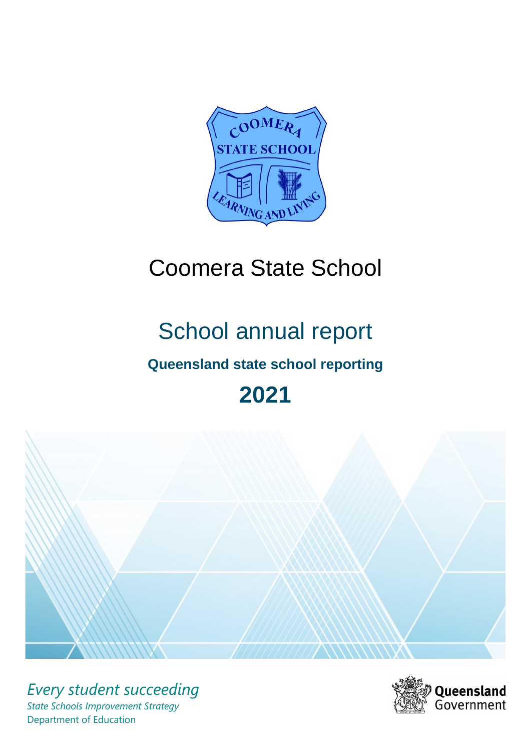# Coomera State School

## School annual report

### Queensland state school reporting

## 2021

*Every student succeeding*

*State Schools Improvement Strategy*

Department of Education

Queensland Government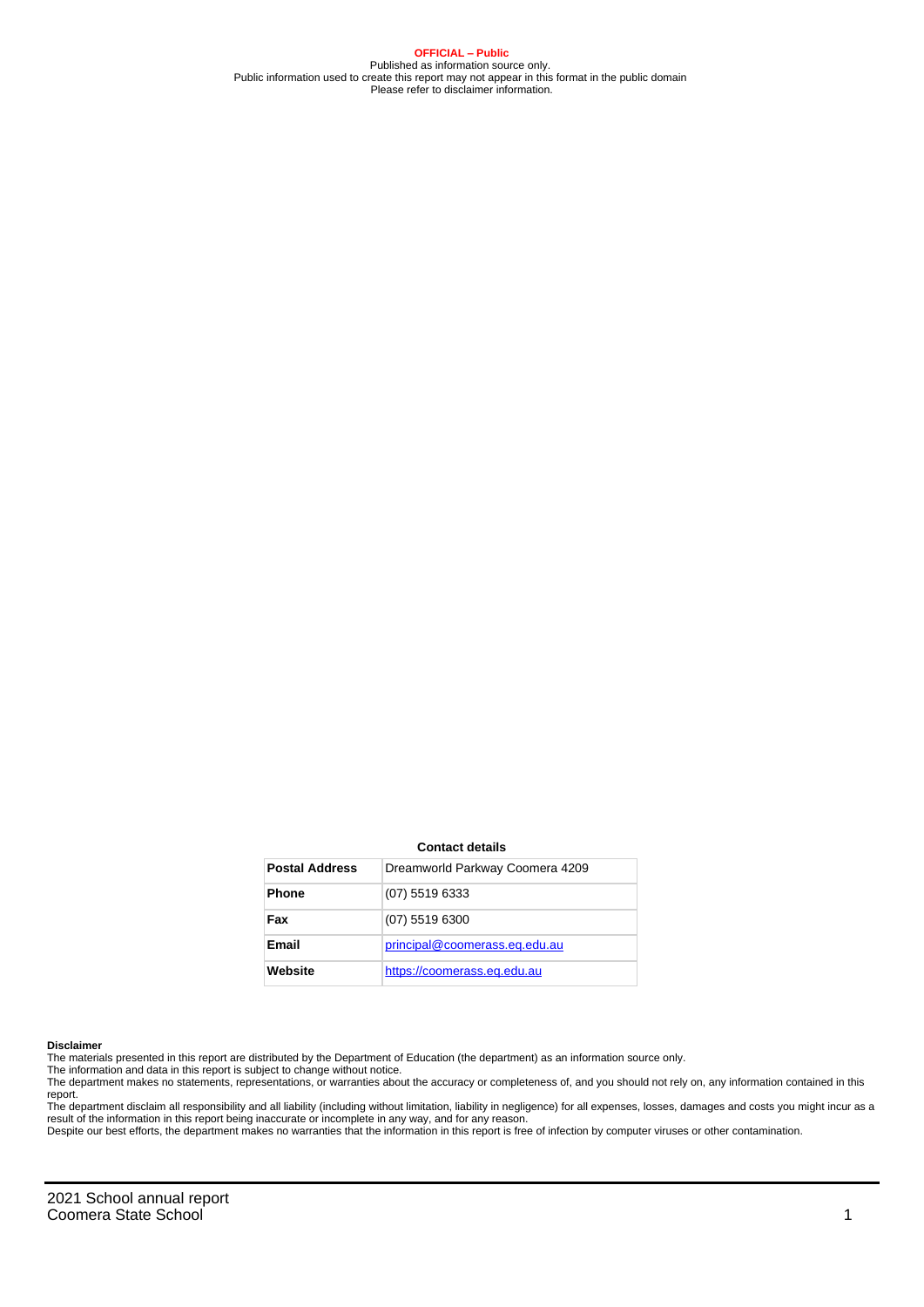**OFFICIAL – Public**
Published as information source only.
Public information used to create this report may not appear in this format in the public domain
Please refer to disclaimer information.

**Contact details**

| Postal Address | Dreamworld Parkway Coomera 4209 |
|---|---|
| Phone | (07) 5519 6333 |
| Fax | (07) 5519 6300 |
| Email | principal@coomerass.eq.edu.au |
| Website | https://coomerass.eq.edu.au |

**Disclaimer**

The materials presented in this report are distributed by the Department of Education (the department) as an information source only.
The information and data in this report is subject to change without notice.
The department makes no statements, representations, or warranties about the accuracy or completeness of, and you should not rely on, any information contained in this report.
The department disclaim all responsibility and all liability (including without limitation, liability in negligence) for all expenses, losses, damages and costs you might incur as a result of the information in this report being inaccurate or incomplete in any way, and for any reason.
Despite our best efforts, the department makes no warranties that the information in this report is free of infection by computer viruses or other contamination.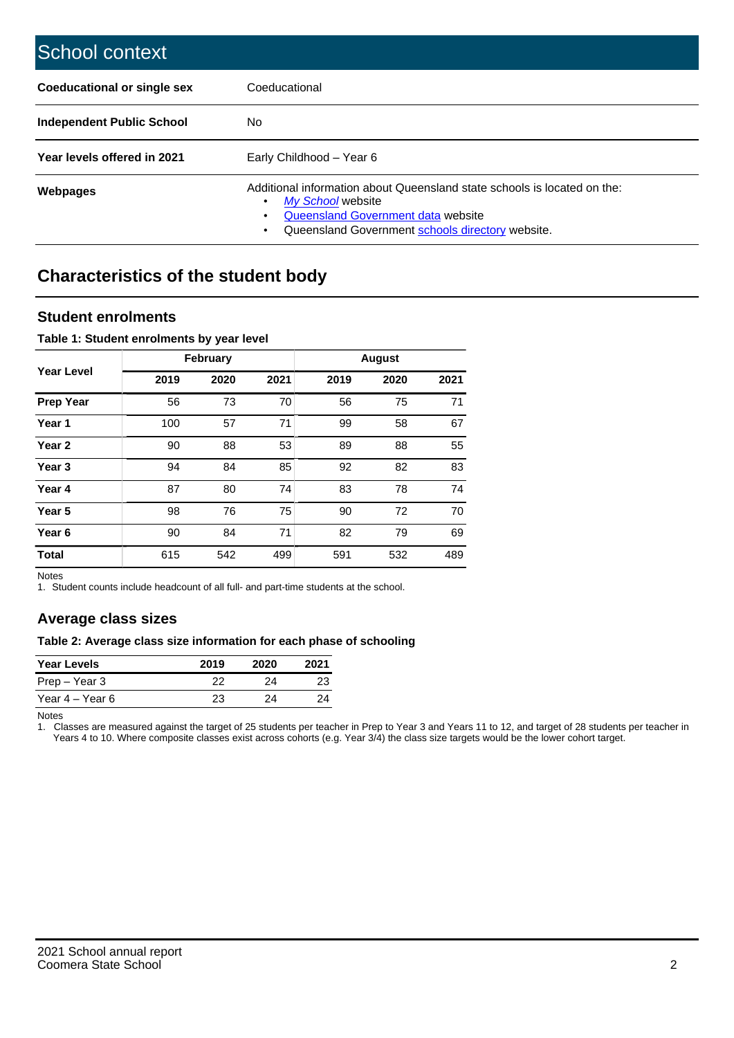# School context

| | |
|---|---|
| **Coeducational or single sex** | Coeducational |
| **Independent Public School** | No |
| **Year levels offered in 2021** | Early Childhood – Year 6 |
| **Webpages** | Additional information about Queensland state schools is located on the: • *My School* website • Queensland Government data website • Queensland Government schools directory website. |

## Characteristics of the student body

### Student enrolments

**Table 1: Student enrolments by year level**

| Year Level | February | | | August | | |
|---|---|---|---|---|---|---|
| | 2019 | 2020 | 2021 | 2019 | 2020 | 2021 |
| **Prep Year** | 56 | 73 | 70 | 56 | 75 | 71 |
| **Year 1** | 100 | 57 | 71 | 99 | 58 | 67 |
| **Year 2** | 90 | 88 | 53 | 89 | 88 | 55 |
| **Year 3** | 94 | 84 | 85 | 92 | 82 | 83 |
| **Year 4** | 87 | 80 | 74 | 83 | 78 | 74 |
| **Year 5** | 98 | 76 | 75 | 90 | 72 | 70 |
| **Year 6** | 90 | 84 | 71 | 82 | 79 | 69 |
| **Total** | 615 | 542 | 499 | 591 | 532 | 489 |

Notes
1. Student counts include headcount of all full- and part-time students at the school.

### Average class sizes

**Table 2: Average class size information for each phase of schooling**

| Year Levels | 2019 | 2020 | 2021 |
|---|---|---|---|
| Prep – Year 3 | 22 | 24 | 23 |
| Year 4 – Year 6 | 23 | 24 | 24 |

Notes
1. Classes are measured against the target of 25 students per teacher in Prep to Year 3 and Years 11 to 12, and target of 28 students per teacher in Years 4 to 10. Where composite classes exist across cohorts (e.g. Year 3/4) the class size targets would be the lower cohort target.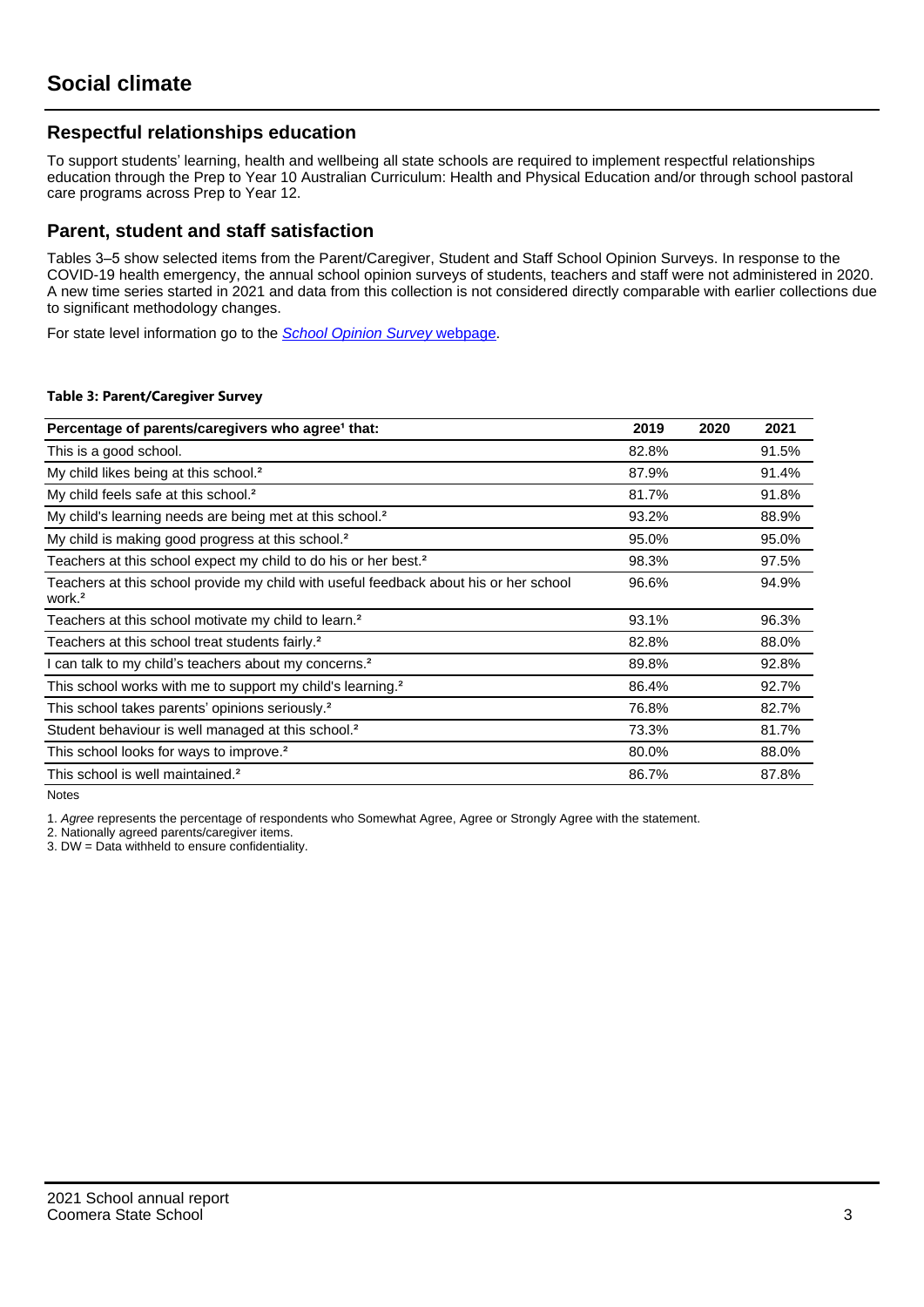# Social climate

## Respectful relationships education

To support students' learning, health and wellbeing all state schools are required to implement respectful relationships education through the Prep to Year 10 Australian Curriculum: Health and Physical Education and/or through school pastoral care programs across Prep to Year 12.

## Parent, student and staff satisfaction

Tables 3–5 show selected items from the Parent/Caregiver, Student and Staff School Opinion Surveys. In response to the COVID-19 health emergency, the annual school opinion surveys of students, teachers and staff were not administered in 2020. A new time series started in 2021 and data from this collection is not considered directly comparable with earlier collections due to significant methodology changes.

For state level information go to the *School Opinion Survey* webpage.

**Table 3: Parent/Caregiver Survey**

| Percentage of parents/caregivers who agree[1] that: | 2019 | 2020 | 2021 |
|---|---|---|---|
| This is a good school. | 82.8% | | 91.5% |
| My child likes being at this school.[2] | 87.9% | | 91.4% |
| My child feels safe at this school.[2] | 81.7% | | 91.8% |
| My child's learning needs are being met at this school.[2] | 93.2% | | 88.9% |
| My child is making good progress at this school.[2] | 95.0% | | 95.0% |
| Teachers at this school expect my child to do his or her best.[2] | 98.3% | | 97.5% |
| Teachers at this school provide my child with useful feedback about his or her school work.[2] | 96.6% | | 94.9% |
| Teachers at this school motivate my child to learn.[2] | 93.1% | | 96.3% |
| Teachers at this school treat students fairly.[2] | 82.8% | | 88.0% |
| I can talk to my child's teachers about my concerns.[2] | 89.8% | | 92.8% |
| This school works with me to support my child's learning.[2] | 86.4% | | 92.7% |
| This school takes parents' opinions seriously.[2] | 76.8% | | 82.7% |
| Student behaviour is well managed at this school.[2] | 73.3% | | 81.7% |
| This school looks for ways to improve.[2] | 80.0% | | 88.0% |
| This school is well maintained.[2] | 86.7% | | 87.8% |

Notes

1. *Agree* represents the percentage of respondents who Somewhat Agree, Agree or Strongly Agree with the statement.
2. Nationally agreed parents/caregiver items.
3. DW = Data withheld to ensure confidentiality.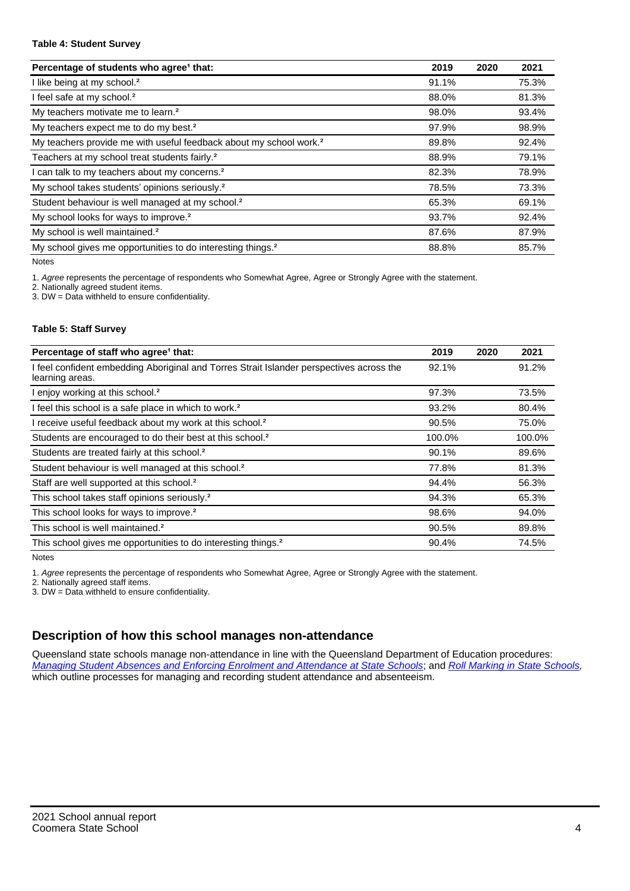**Table 4: Student Survey**

| Percentage of students who agree[1] that: | 2019 | 2020 | 2021 |
|---|---|---|---|
| I like being at my school.[2] | 91.1% | | 75.3% |
| I feel safe at my school.[2] | 88.0% | | 81.3% |
| My teachers motivate me to learn.[2] | 98.0% | | 93.4% |
| My teachers expect me to do my best.[2] | 97.9% | | 98.9% |
| My teachers provide me with useful feedback about my school work.[2] | 89.8% | | 92.4% |
| Teachers at my school treat students fairly.[2] | 88.9% | | 79.1% |
| I can talk to my teachers about my concerns.[2] | 82.3% | | 78.9% |
| My school takes students' opinions seriously.[2] | 78.5% | | 73.3% |
| Student behaviour is well managed at my school.[2] | 65.3% | | 69.1% |
| My school looks for ways to improve.[2] | 93.7% | | 92.4% |
| My school is well maintained.[2] | 87.6% | | 87.9% |
| My school gives me opportunities to do interesting things.[2] | 88.8% | | 85.7% |

Notes

1. *Agree* represents the percentage of respondents who Somewhat Agree, Agree or Strongly Agree with the statement.
2. Nationally agreed student items.
3. DW = Data withheld to ensure confidentiality.

**Table 5: Staff Survey**

| Percentage of staff who agree[1] that: | 2019 | 2020 | 2021 |
|---|---|---|---|
| I feel confident embedding Aboriginal and Torres Strait Islander perspectives across the learning areas. | 92.1% | | 91.2% |
| I enjoy working at this school.[2] | 97.3% | | 73.5% |
| I feel this school is a safe place in which to work.[2] | 93.2% | | 80.4% |
| I receive useful feedback about my work at this school.[2] | 90.5% | | 75.0% |
| Students are encouraged to do their best at this school.[2] | 100.0% | | 100.0% |
| Students are treated fairly at this school.[2] | 90.1% | | 89.6% |
| Student behaviour is well managed at this school.[2] | 77.8% | | 81.3% |
| Staff are well supported at this school.[2] | 94.4% | | 56.3% |
| This school takes staff opinions seriously.[2] | 94.3% | | 65.3% |
| This school looks for ways to improve.[2] | 98.6% | | 94.0% |
| This school is well maintained.[2] | 90.5% | | 89.8% |
| This school gives me opportunities to do interesting things.[2] | 90.4% | | 74.5% |

Notes

1. *Agree* represents the percentage of respondents who Somewhat Agree, Agree or Strongly Agree with the statement.
2. Nationally agreed staff items.
3. DW = Data withheld to ensure confidentiality.

## Description of how this school manages non-attendance

Queensland state schools manage non-attendance in line with the Queensland Department of Education procedures: *Managing Student Absences and Enforcing Enrolment and Attendance at State Schools*; and *Roll Marking in State Schools,* which outline processes for managing and recording student attendance and absenteeism.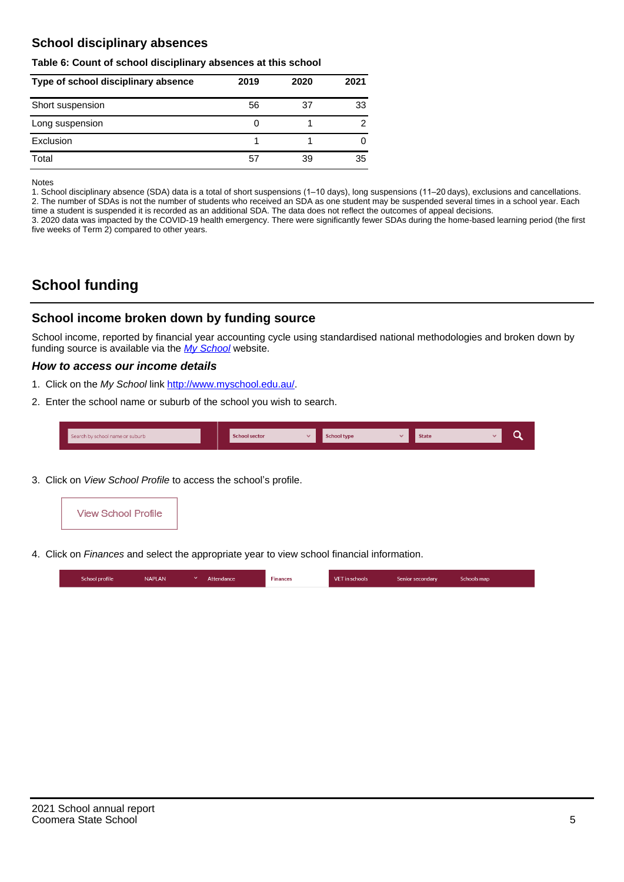## School disciplinary absences

**Table 6: Count of school disciplinary absences at this school**

| Type of school disciplinary absence | 2019 | 2020 | 2021 |
|---|---|---|---|
| Short suspension | 56 | 37 | 33 |
| Long suspension | 0 | 1 | 2 |
| Exclusion | 1 | 1 | 0 |
| Total | 57 | 39 | 35 |

Notes
1. School disciplinary absence (SDA) data is a total of short suspensions (1–10 days), long suspensions (11–20 days), exclusions and cancellations.
2. The number of SDAs is not the number of students who received an SDA as one student may be suspended several times in a school year. Each time a student is suspended it is recorded as an additional SDA. The data does not reflect the outcomes of appeal decisions.
3. 2020 data was impacted by the COVID-19 health emergency. There were significantly fewer SDAs during the home-based learning period (the first five weeks of Term 2) compared to other years.

# School funding

## School income broken down by funding source

School income, reported by financial year accounting cycle using standardised national methodologies and broken down by funding source is available via the *My School* website.

### *How to access our income details*

1. Click on the *My School* link http://www.myschool.edu.au/.
2. Enter the school name or suburb of the school you wish to search.

Search by school name or suburb | School sector | School type | State

3. Click on *View School Profile* to access the school's profile.

View School Profile

4. Click on *Finances* and select the appropriate year to view school financial information.

School profile | NAPLAN | Attendance | Finances | VET in schools | Senior secondary | Schools map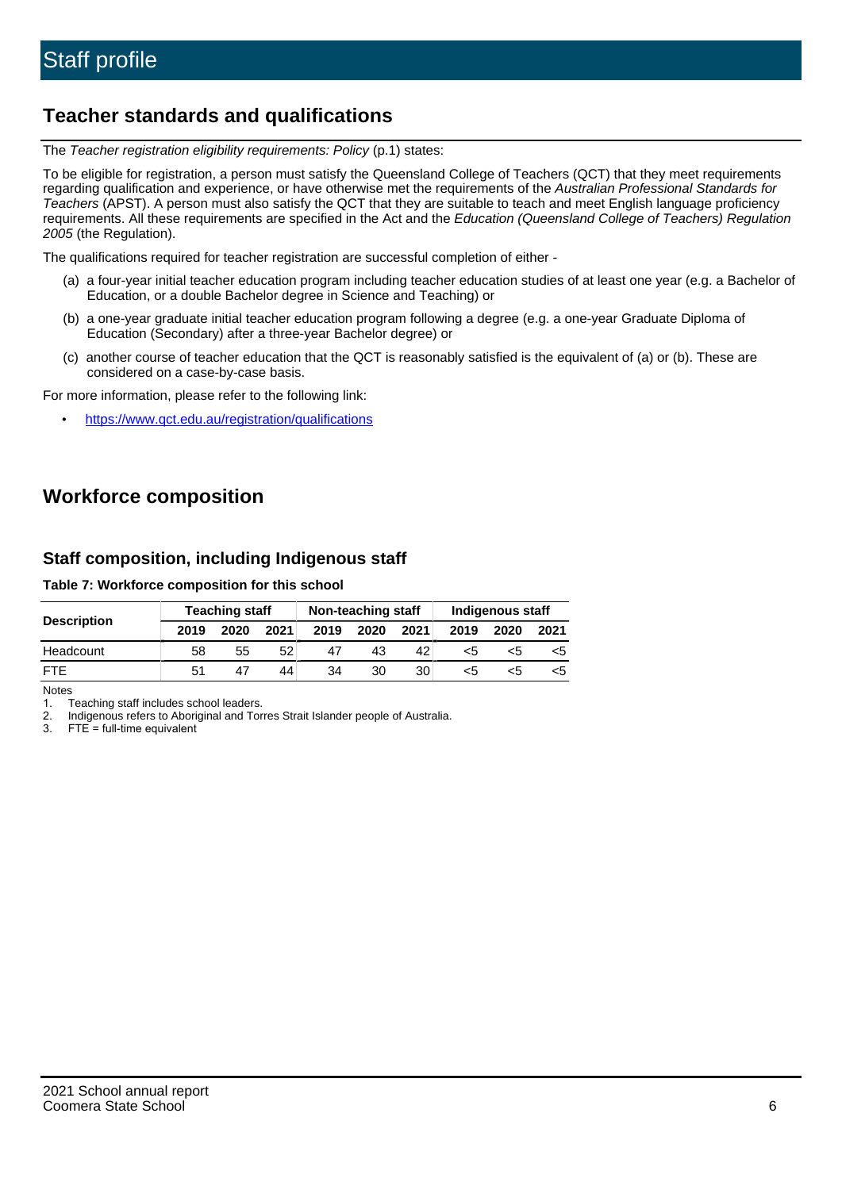# Staff profile

## Teacher standards and qualifications

The *Teacher registration eligibility requirements: Policy* (p.1) states:

To be eligible for registration, a person must satisfy the Queensland College of Teachers (QCT) that they meet requirements regarding qualification and experience, or have otherwise met the requirements of the *Australian Professional Standards for Teachers* (APST). A person must also satisfy the QCT that they are suitable to teach and meet English language proficiency requirements. All these requirements are specified in the Act and the *Education (Queensland College of Teachers) Regulation 2005* (the Regulation).

The qualifications required for teacher registration are successful completion of either -

(a) a four-year initial teacher education program including teacher education studies of at least one year (e.g. a Bachelor of Education, or a double Bachelor degree in Science and Teaching) or

(b) a one-year graduate initial teacher education program following a degree (e.g. a one-year Graduate Diploma of Education (Secondary) after a three-year Bachelor degree) or

(c) another course of teacher education that the QCT is reasonably satisfied is the equivalent of (a) or (b). These are considered on a case-by-case basis.

For more information, please refer to the following link:

- https://www.qct.edu.au/registration/qualifications

## Workforce composition

### Staff composition, including Indigenous staff

**Table 7: Workforce composition for this school**

| Description | Teaching staff | | | Non-teaching staff | | | Indigenous staff | | |
|---|---|---|---|---|---|---|---|---|---|
| | 2019 | 2020 | 2021 | 2019 | 2020 | 2021 | 2019 | 2020 | 2021 |
| Headcount | 58 | 55 | 52 | 47 | 43 | 42 | <5 | <5 | <5 |
| FTE | 51 | 47 | 44 | 34 | 30 | 30 | <5 | <5 | <5 |

Notes
1. Teaching staff includes school leaders.
2. Indigenous refers to Aboriginal and Torres Strait Islander people of Australia.
3. FTE = full-time equivalent

2021 School annual report
Coomera State School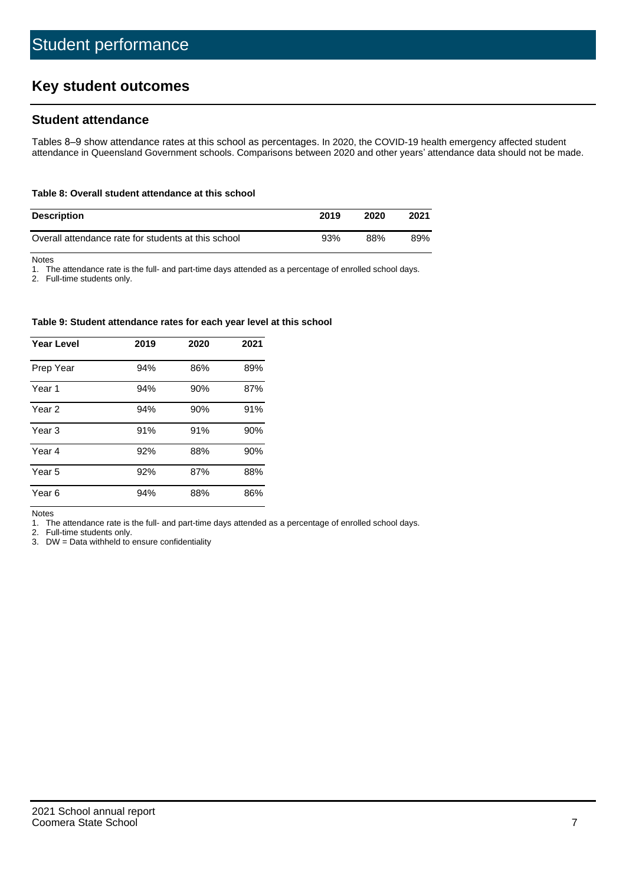# Student performance

## Key student outcomes

### Student attendance

Tables 8–9 show attendance rates at this school as percentages. In 2020, the COVID-19 health emergency affected student attendance in Queensland Government schools. Comparisons between 2020 and other years' attendance data should not be made.

**Table 8: Overall student attendance at this school**

| Description | 2019 | 2020 | 2021 |
|---|---|---|---|
| Overall attendance rate for students at this school | 93% | 88% | 89% |

Notes

1. The attendance rate is the full- and part-time days attended as a percentage of enrolled school days.
2. Full-time students only.

**Table 9: Student attendance rates for each year level at this school**

| Year Level | 2019 | 2020 | 2021 |
|---|---|---|---|
| Prep Year | 94% | 86% | 89% |
| Year 1 | 94% | 90% | 87% |
| Year 2 | 94% | 90% | 91% |
| Year 3 | 91% | 91% | 90% |
| Year 4 | 92% | 88% | 90% |
| Year 5 | 92% | 87% | 88% |
| Year 6 | 94% | 88% | 86% |

Notes

1. The attendance rate is the full- and part-time days attended as a percentage of enrolled school days.
2. Full-time students only.
3. DW = Data withheld to ensure confidentiality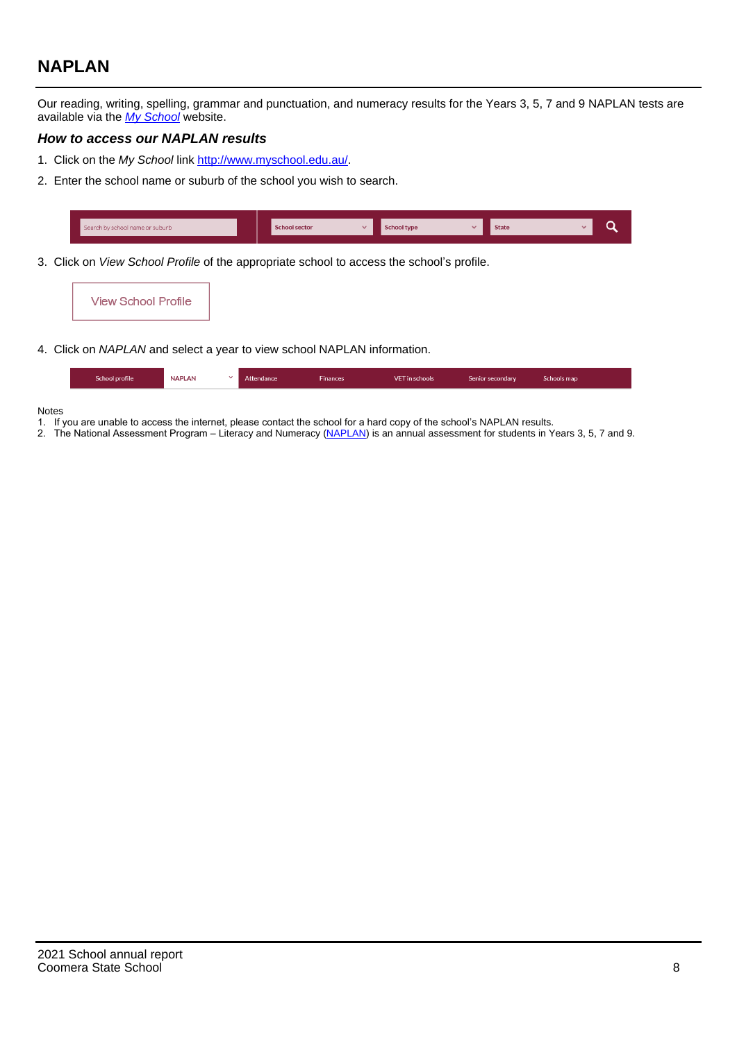## NAPLAN

Our reading, writing, spelling, grammar and punctuation, and numeracy results for the Years 3, 5, 7 and 9 NAPLAN tests are available via the *My School* website.

### *How to access our NAPLAN results*

1. Click on the *My School* link http://www.myschool.edu.au/.
2. Enter the school name or suburb of the school you wish to search.

Search by school name or suburb | School sector | School type | State

3. Click on *View School Profile* of the appropriate school to access the school's profile.

View School Profile

4. Click on *NAPLAN* and select a year to view school NAPLAN information.

School profile | NAPLAN | Attendance | Finances | VET in schools | Senior secondary | Schools map

Notes
1. If you are unable to access the internet, please contact the school for a hard copy of the school's NAPLAN results.
2. The National Assessment Program – Literacy and Numeracy (NAPLAN) is an annual assessment for students in Years 3, 5, 7 and 9.